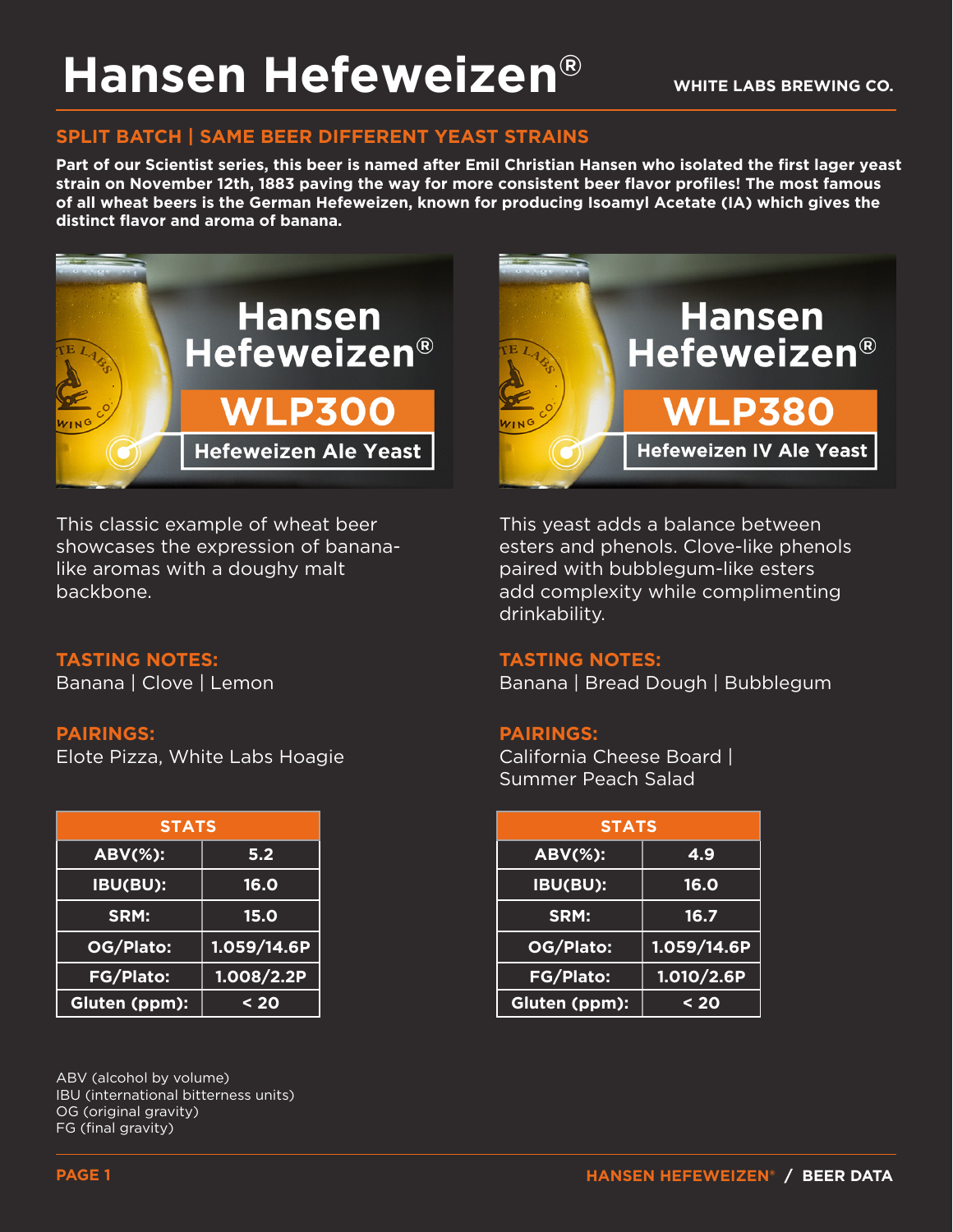# Hansen Hefeweizen®

WHITE LABS BREWING CO.

## SPLIT BATCH | SAME BEER DIFFERENT YEAST STRAINS

**Part of our Scientist series, this beer is named after Emil Christian Hansen who isolated the first lager yeast strain on November 12th, 1883 paving the way for more consistent beer flavor profiles! The most famous of all wheat beers is the German Hefeweizen, known for producing Isoamyl Acetate (IA) which gives the distinct flavor and aroma of banana.**

### Hansen Hefeweizen® WLP300 – Hefeweizen Ale Yeast

This classic example of wheat beer showcases the expression of banana-like aromas with a doughy malt backbone.

**TASTING NOTES:**
Banana | Clove | Lemon

**PAIRINGS:**
Elote Pizza, White Labs Hoagie

| STATS | |
|---|---|
| ABV(%): | 5.2 |
| IBU(BU): | 16.0 |
| SRM: | 15.0 |
| OG/Plato: | 1.059/14.6P |
| FG/Plato: | 1.008/2.2P |
| Gluten (ppm): | < 20 |

### Hansen Hefeweizen® WLP380 – Hefeweizen IV Ale Yeast

This yeast adds a balance between esters and phenols. Clove-like phenols paired with bubblegum-like esters add complexity while complimenting drinkability.

**TASTING NOTES:**
Banana | Bread Dough | Bubblegum

**PAIRINGS:**
California Cheese Board | Summer Peach Salad

| STATS | |
|---|---|
| ABV(%): | 4.9 |
| IBU(BU): | 16.0 |
| SRM: | 16.7 |
| OG/Plato: | 1.059/14.6P |
| FG/Plato: | 1.010/2.6P |
| Gluten (ppm): | < 20 |

ABV (alcohol by volume)
IBU (international bitterness units)
OG (original gravity)
FG (final gravity)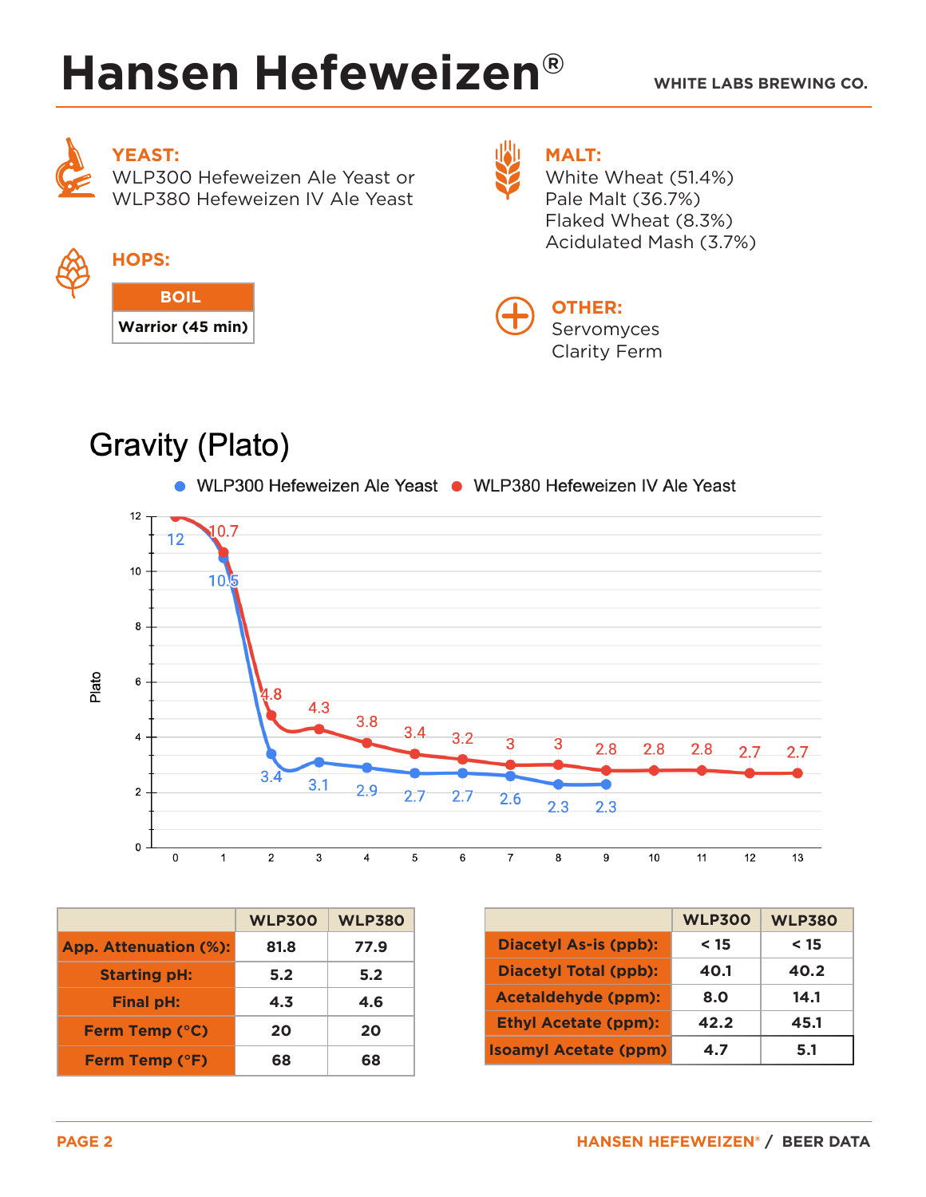# Hansen Hefeweizen®

WHITE LABS BREWING CO.

**YEAST:**
WLP300 Hefeweizen Ale Yeast or
WLP380 Hefeweizen IV Ale Yeast

**HOPS:**

| BOIL |
| --- |
| Warrior (45 min) |

**MALT:**
White Wheat (51.4%)
Pale Malt (36.7%)
Flaked Wheat (8.3%)
Acidulated Mash (3.7%)

**OTHER:**
Servomyces
Clarity Ferm

## Gravity (Plato)

WLP300 Hefeweizen Ale Yeast
WLP380 Hefeweizen IV Ale Yeast

Plato

0 2 4 6 8 10 12

0 1 2 3 4 5 6 7 8 9 10 11 12 13

12
10.5
3.4
3.1
2.9
2.7
2.7
2.6
2.3
2.3

10.7
4.8
4.3
3.8
3.4
3.2
3
3
2.8
2.8
2.8
2.7
2.7

| | WLP300 | WLP380 |
| --- | --- | --- |
| App. Attenuation (%): | 81.8 | 77.9 |
| Starting pH: | 5.2 | 5.2 |
| Final pH: | 4.3 | 4.6 |
| Ferm Temp (°C) | 20 | 20 |
| Ferm Temp (°F) | 68 | 68 |

| | WLP300 | WLP380 |
| --- | --- | --- |
| Diacetyl As-is (ppb): | < 15 | < 15 |
| Diacetyl Total (ppb): | 40.1 | 40.2 |
| Acetaldehyde (ppm): | 8.0 | 14.1 |
| Ethyl Acetate (ppm): | 42.2 | 45.1 |
| Isoamyl Acetate (ppm) | 4.7 | 5.1 |